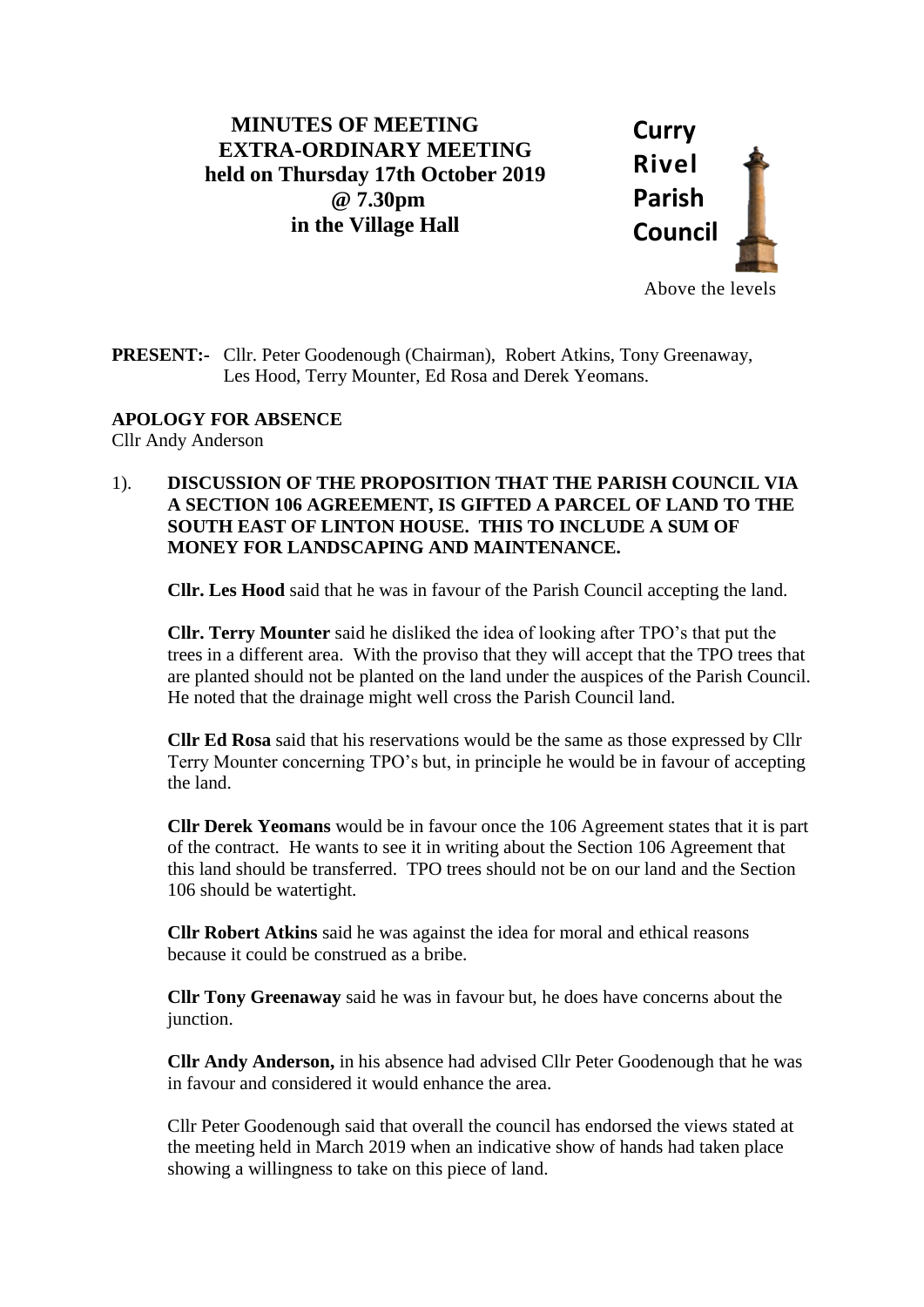**MINUTES OF MEETING**
**EXTRA-ORDINARY MEETING**
**held on Thursday 17th October 2019**
**@ 7.30pm**
**in the Village Hall**

**Curry Rivel Parish Council**

Above the levels

**PRESENT:-** Cllr. Peter Goodenough (Chairman), Robert Atkins, Tony Greenaway, Les Hood, Terry Mounter, Ed Rosa and Derek Yeomans.

**APOLOGY FOR ABSENCE**
Cllr Andy Anderson

1). **DISCUSSION OF THE PROPOSITION THAT THE PARISH COUNCIL VIA A SECTION 106 AGREEMENT, IS GIFTED A PARCEL OF LAND TO THE SOUTH EAST OF LINTON HOUSE. THIS TO INCLUDE A SUM OF MONEY FOR LANDSCAPING AND MAINTENANCE.**

**Cllr. Les Hood** said that he was in favour of the Parish Council accepting the land.

**Cllr. Terry Mounter** said he disliked the idea of looking after TPO's that put the trees in a different area. With the proviso that they will accept that the TPO trees that are planted should not be planted on the land under the auspices of the Parish Council. He noted that the drainage might well cross the Parish Council land.

**Cllr Ed Rosa** said that his reservations would be the same as those expressed by Cllr Terry Mounter concerning TPO's but, in principle he would be in favour of accepting the land.

**Cllr Derek Yeomans** would be in favour once the 106 Agreement states that it is part of the contract. He wants to see it in writing about the Section 106 Agreement that this land should be transferred. TPO trees should not be on our land and the Section 106 should be watertight.

**Cllr Robert Atkins** said he was against the idea for moral and ethical reasons because it could be construed as a bribe.

**Cllr Tony Greenaway** said he was in favour but, he does have concerns about the junction.

**Cllr Andy Anderson,** in his absence had advised Cllr Peter Goodenough that he was in favour and considered it would enhance the area.

Cllr Peter Goodenough said that overall the council has endorsed the views stated at the meeting held in March 2019 when an indicative show of hands had taken place showing a willingness to take on this piece of land.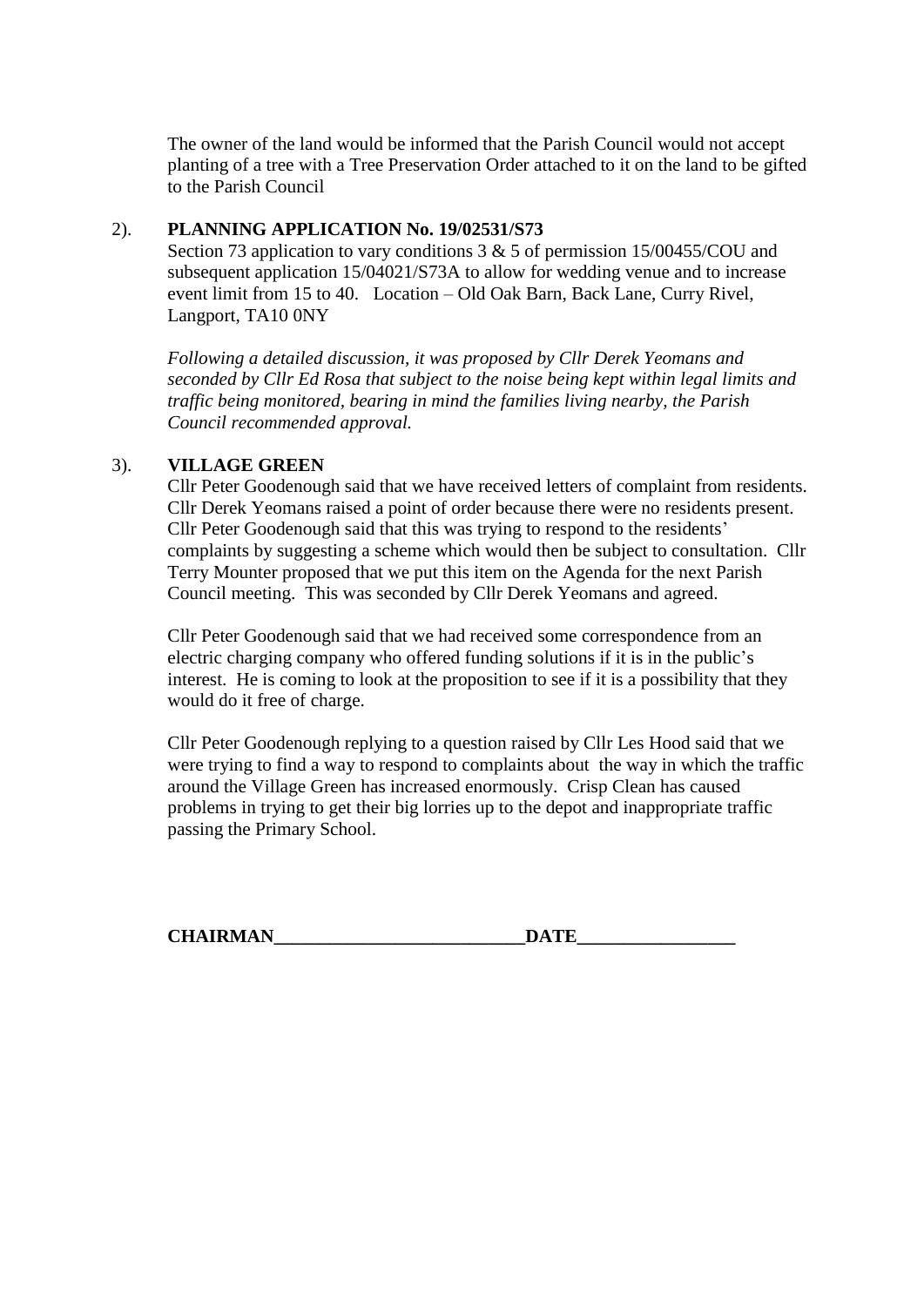The owner of the land would be informed that the Parish Council would not accept planting of a tree with a Tree Preservation Order attached to it on the land to be gifted to the Parish Council

2). **PLANNING APPLICATION No. 19/02531/S73**

Section 73 application to vary conditions 3 & 5 of permission 15/00455/COU and subsequent application 15/04021/S73A to allow for wedding venue and to increase event limit from 15 to 40. Location – Old Oak Barn, Back Lane, Curry Rivel, Langport, TA10 0NY

*Following a detailed discussion, it was proposed by Cllr Derek Yeomans and seconded by Cllr Ed Rosa that subject to the noise being kept within legal limits and traffic being monitored, bearing in mind the families living nearby, the Parish Council recommended approval.*

3). **VILLAGE GREEN**

Cllr Peter Goodenough said that we have received letters of complaint from residents. Cllr Derek Yeomans raised a point of order because there were no residents present. Cllr Peter Goodenough said that this was trying to respond to the residents' complaints by suggesting a scheme which would then be subject to consultation. Cllr Terry Mounter proposed that we put this item on the Agenda for the next Parish Council meeting. This was seconded by Cllr Derek Yeomans and agreed.

Cllr Peter Goodenough said that we had received some correspondence from an electric charging company who offered funding solutions if it is in the public's interest. He is coming to look at the proposition to see if it is a possibility that they would do it free of charge.

Cllr Peter Goodenough replying to a question raised by Cllr Les Hood said that we were trying to find a way to respond to complaints about the way in which the traffic around the Village Green has increased enormously. Crisp Clean has caused problems in trying to get their big lorries up to the depot and inappropriate traffic passing the Primary School.

**CHAIRMAN\_\_\_\_\_\_\_\_\_\_\_\_\_\_\_\_\_\_\_\_\_\_\_\_\_\_\_DATE\_\_\_\_\_\_\_\_\_\_\_\_\_\_\_\_\_**